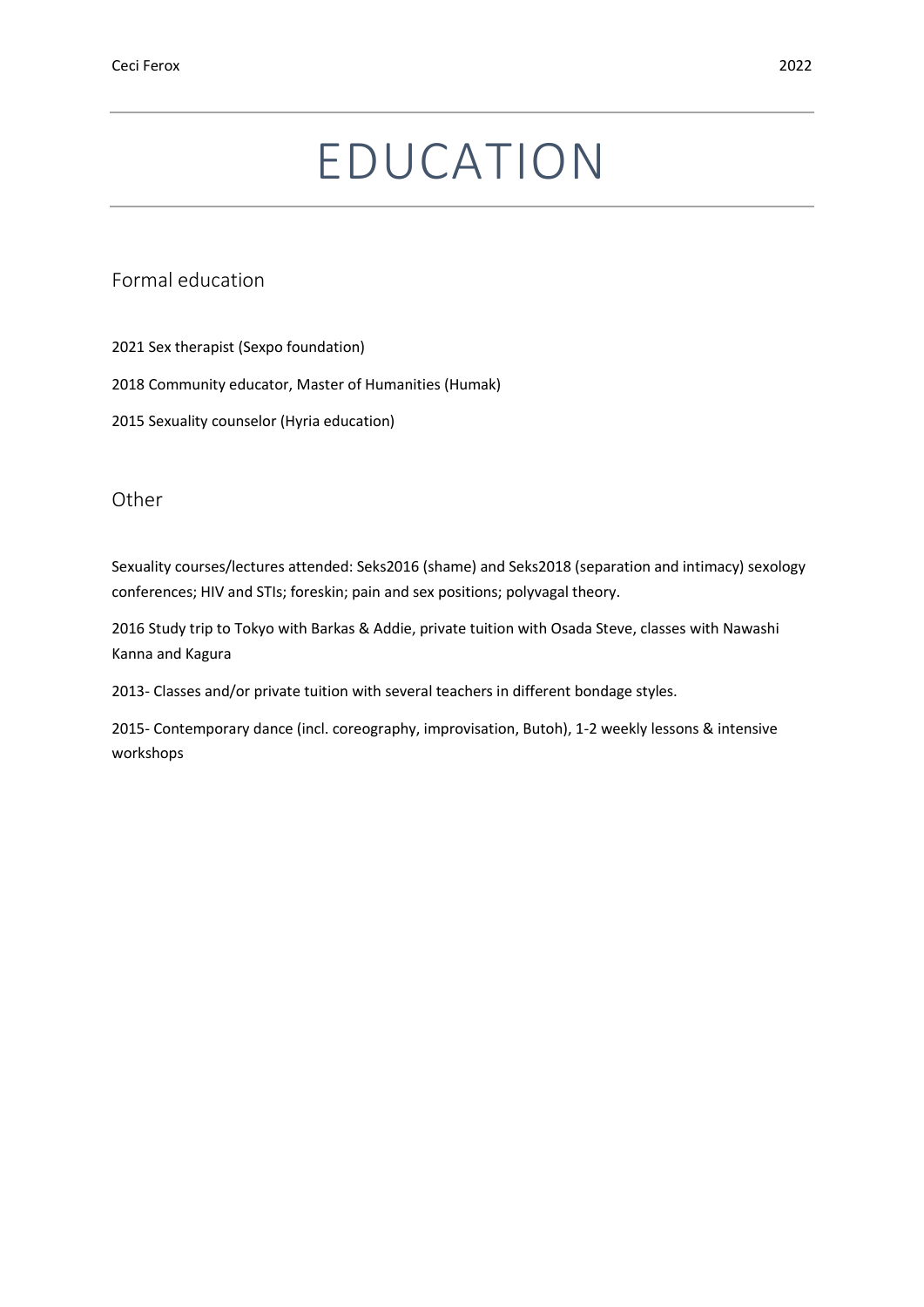# EDUCATION

## Formal education

2021 Sex therapist (Sexpo foundation)

2018 Community educator, Master of Humanities (Humak)

2015 Sexuality counselor (Hyria education)

## Other

Sexuality courses/lectures attended: Seks2016 (shame) and Seks2018 (separation and intimacy) sexology conferences; HIV and STIs; foreskin; pain and sex positions; polyvagal theory.

2016 Study trip to Tokyo with Barkas & Addie, private tuition with Osada Steve, classes with Nawashi Kanna and Kagura

2013- Classes and/or private tuition with several teachers in different bondage styles.

2015- Contemporary dance (incl. coreography, improvisation, Butoh), 1-2 weekly lessons & intensive workshops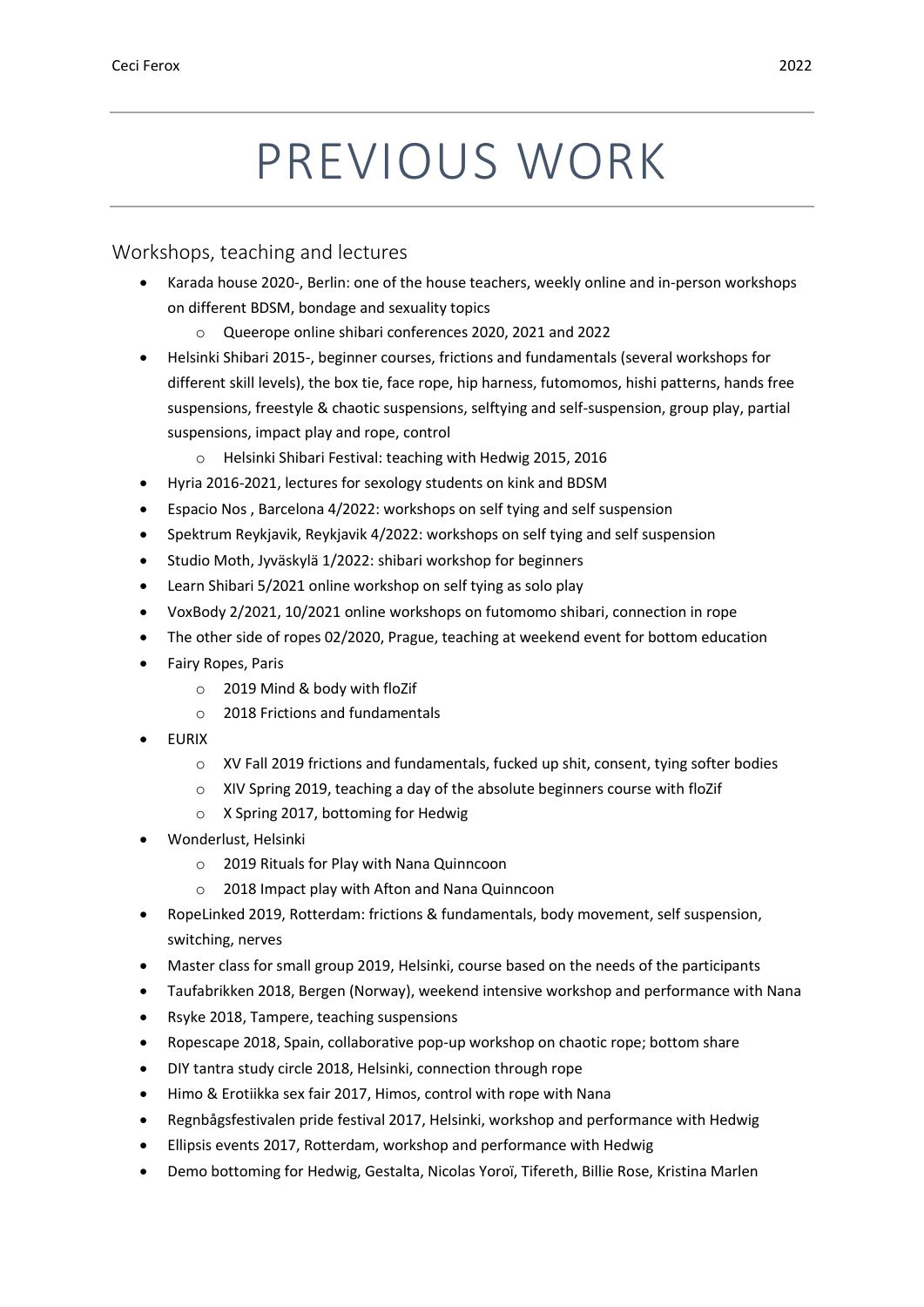# PREVIOUS WORK

## Workshops, teaching and lectures

- Karada house 2020-, Berlin: one of the house teachers, weekly online and in-person workshops on different BDSM, bondage and sexuality topics
  - Queerope online shibari conferences 2020, 2021 and 2022
- Helsinki Shibari 2015-, beginner courses, frictions and fundamentals (several workshops for different skill levels), the box tie, face rope, hip harness, futomomos, hishi patterns, hands free suspensions, freestyle & chaotic suspensions, selftying and self-suspension, group play, partial suspensions, impact play and rope, control
  - Helsinki Shibari Festival: teaching with Hedwig 2015, 2016
- Hyria 2016-2021, lectures for sexology students on kink and BDSM
- Espacio Nos , Barcelona 4/2022: workshops on self tying and self suspension
- Spektrum Reykjavik, Reykjavik 4/2022: workshops on self tying and self suspension
- Studio Moth, Jyväskylä 1/2022: shibari workshop for beginners
- Learn Shibari 5/2021 online workshop on self tying as solo play
- VoxBody 2/2021, 10/2021 online workshops on futomomo shibari, connection in rope
- The other side of ropes 02/2020, Prague, teaching at weekend event for bottom education
- Fairy Ropes, Paris
  - 2019 Mind & body with floZif
  - 2018 Frictions and fundamentals
- EURIX
  - XV Fall 2019 frictions and fundamentals, fucked up shit, consent, tying softer bodies
  - XIV Spring 2019, teaching a day of the absolute beginners course with floZif
  - X Spring 2017, bottoming for Hedwig
- Wonderlust, Helsinki
  - 2019 Rituals for Play with Nana Quinncoon
  - 2018 Impact play with Afton and Nana Quinncoon
- RopeLinked 2019, Rotterdam: frictions & fundamentals, body movement, self suspension, switching, nerves
- Master class for small group 2019, Helsinki, course based on the needs of the participants
- Taufabrikken 2018, Bergen (Norway), weekend intensive workshop and performance with Nana
- Rsyke 2018, Tampere, teaching suspensions
- Ropescape 2018, Spain, collaborative pop-up workshop on chaotic rope; bottom share
- DIY tantra study circle 2018, Helsinki, connection through rope
- Himo & Erotiikka sex fair 2017, Himos, control with rope with Nana
- Regnbågsfestivalen pride festival 2017, Helsinki, workshop and performance with Hedwig
- Ellipsis events 2017, Rotterdam, workshop and performance with Hedwig
- Demo bottoming for Hedwig, Gestalta, Nicolas Yoroï, Tifereth, Billie Rose, Kristina Marlen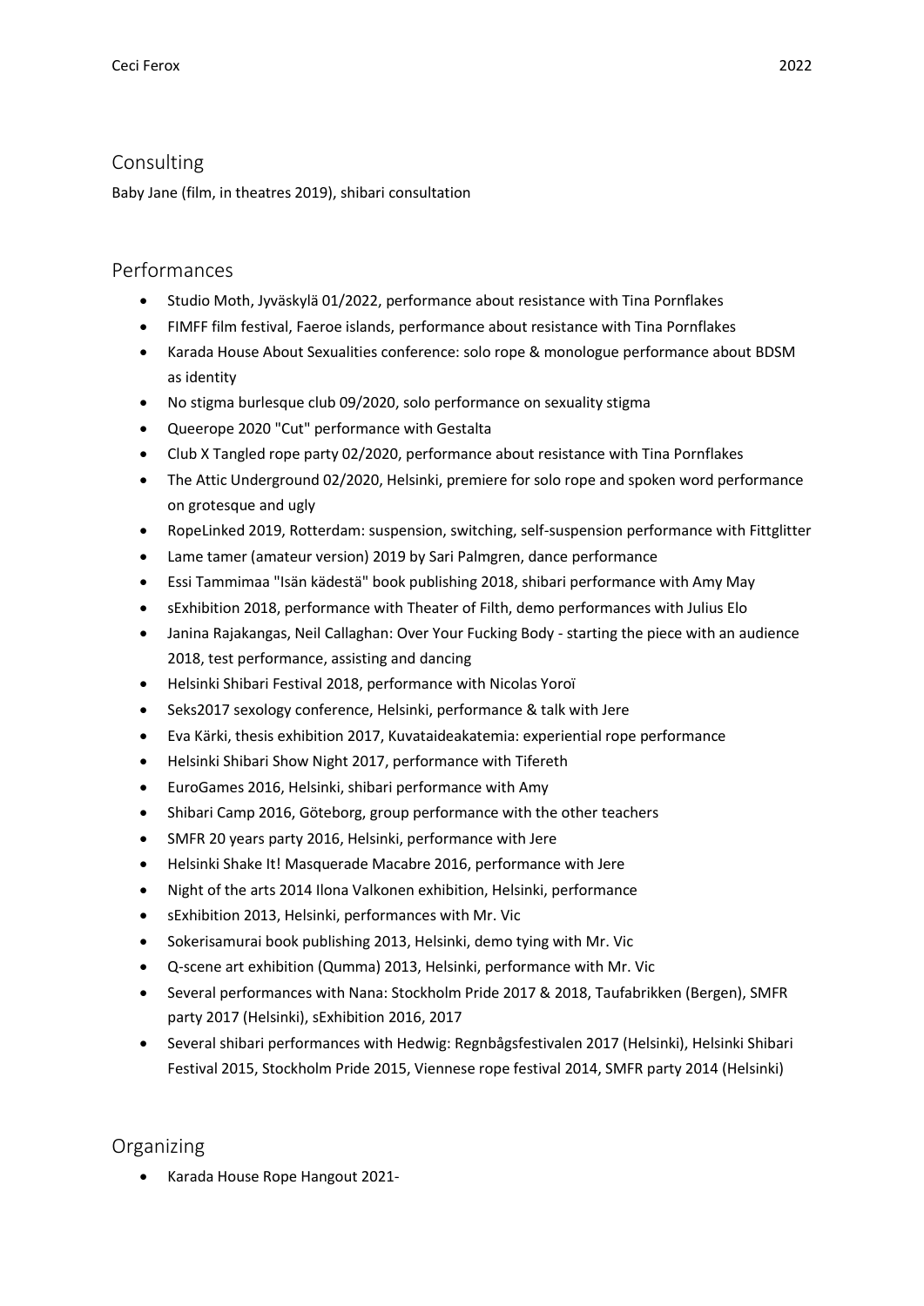## Consulting

Baby Jane (film, in theatres 2019), shibari consultation

## Performances

- Studio Moth, Jyväskylä 01/2022, performance about resistance with Tina Pornflakes
- FIMFF film festival, Faeroe islands, performance about resistance with Tina Pornflakes
- Karada House About Sexualities conference: solo rope & monologue performance about BDSM as identity
- No stigma burlesque club 09/2020, solo performance on sexuality stigma
- Queerope 2020 "Cut" performance with Gestalta
- Club X Tangled rope party 02/2020, performance about resistance with Tina Pornflakes
- The Attic Underground 02/2020, Helsinki, premiere for solo rope and spoken word performance on grotesque and ugly
- RopeLinked 2019, Rotterdam: suspension, switching, self-suspension performance with Fittglitter
- Lame tamer (amateur version) 2019 by Sari Palmgren, dance performance
- Essi Tammimaa "Isän kädestä" book publishing 2018, shibari performance with Amy May
- sExhibition 2018, performance with Theater of Filth, demo performances with Julius Elo
- Janina Rajakangas, Neil Callaghan: Over Your Fucking Body - starting the piece with an audience 2018, test performance, assisting and dancing
- Helsinki Shibari Festival 2018, performance with Nicolas Yoroï
- Seks2017 sexology conference, Helsinki, performance & talk with Jere
- Eva Kärki, thesis exhibition 2017, Kuvataideakatemia: experiential rope performance
- Helsinki Shibari Show Night 2017, performance with Tifereth
- EuroGames 2016, Helsinki, shibari performance with Amy
- Shibari Camp 2016, Göteborg, group performance with the other teachers
- SMFR 20 years party 2016, Helsinki, performance with Jere
- Helsinki Shake It! Masquerade Macabre 2016, performance with Jere
- Night of the arts 2014 Ilona Valkonen exhibition, Helsinki, performance
- sExhibition 2013, Helsinki, performances with Mr. Vic
- Sokerisamurai book publishing 2013, Helsinki, demo tying with Mr. Vic
- Q-scene art exhibition (Qumma) 2013, Helsinki, performance with Mr. Vic
- Several performances with Nana: Stockholm Pride 2017 & 2018, Taufabrikken (Bergen), SMFR party 2017 (Helsinki), sExhibition 2016, 2017
- Several shibari performances with Hedwig: Regnbågsfestivalen 2017 (Helsinki), Helsinki Shibari Festival 2015, Stockholm Pride 2015, Viennese rope festival 2014, SMFR party 2014 (Helsinki)

## Organizing

- Karada House Rope Hangout 2021-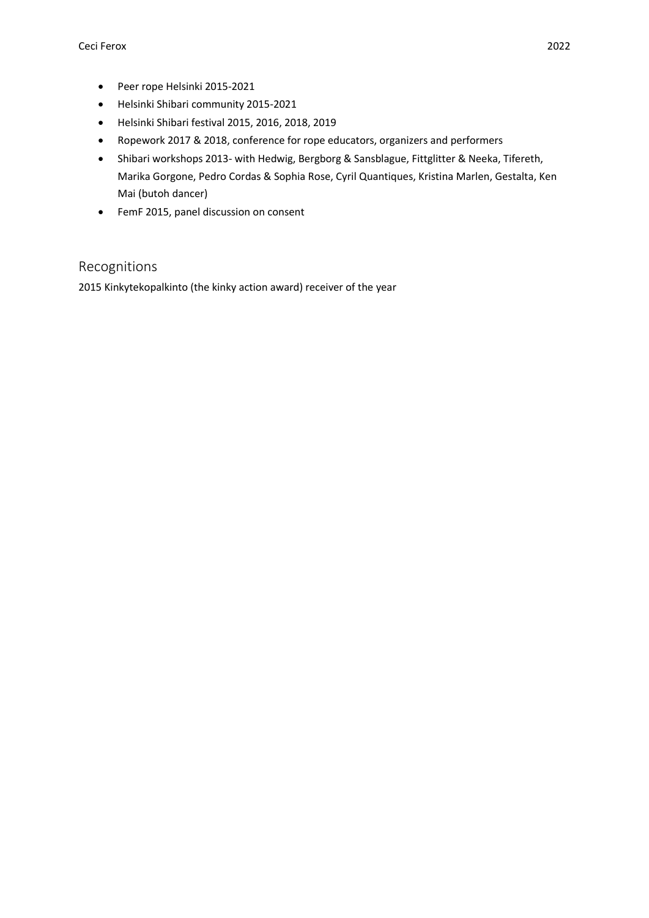- Peer rope Helsinki 2015-2021
- Helsinki Shibari community 2015-2021
- Helsinki Shibari festival 2015, 2016, 2018, 2019
- Ropework 2017 & 2018, conference for rope educators, organizers and performers
- Shibari workshops 2013- with Hedwig, Bergborg & Sansblague, Fittglitter & Neeka, Tifereth, Marika Gorgone, Pedro Cordas & Sophia Rose, Cyril Quantiques, Kristina Marlen, Gestalta, Ken Mai (butoh dancer)
- FemF 2015, panel discussion on consent

## Recognitions

2015 Kinkytekopalkinto (the kinky action award) receiver of the year